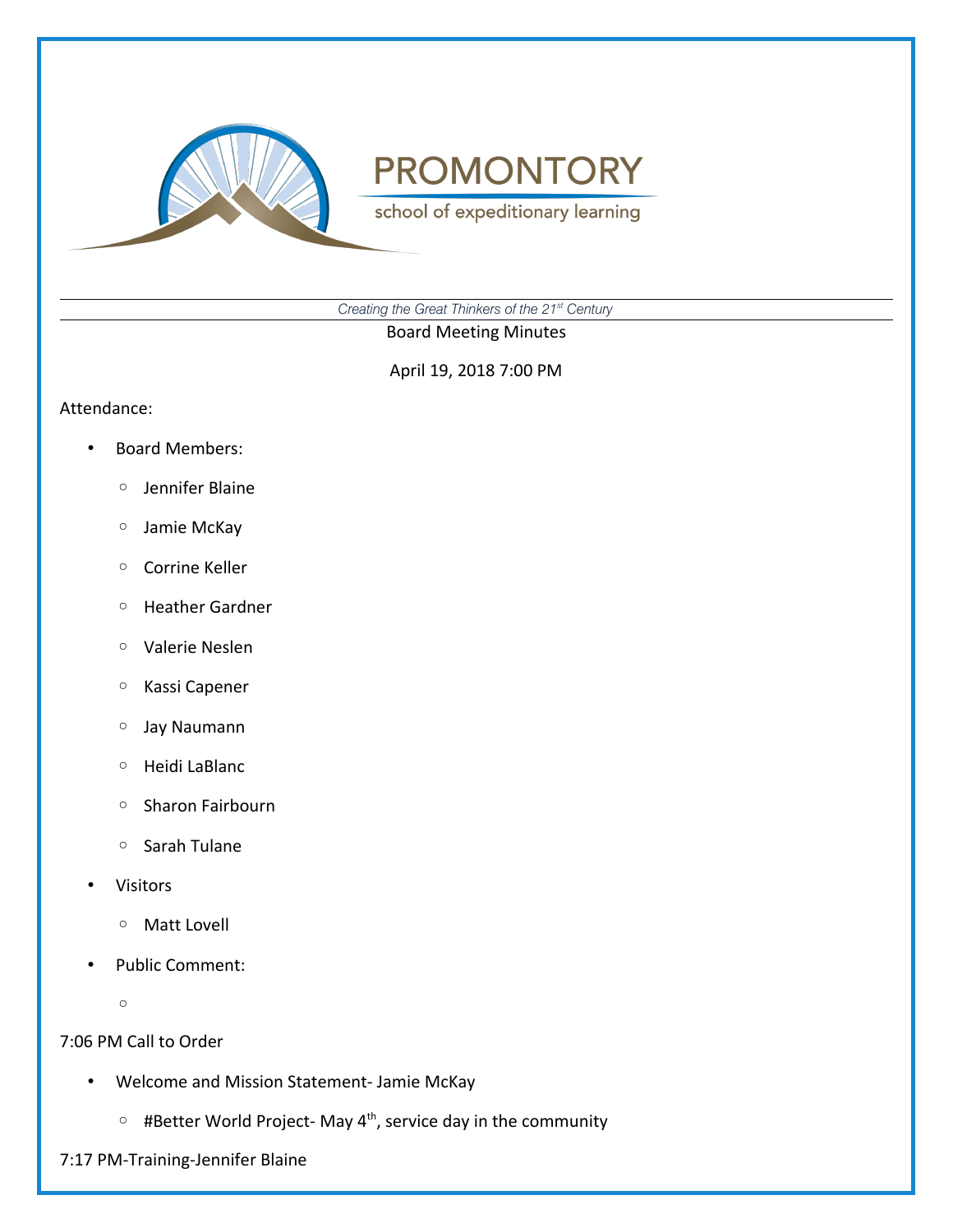PROMONTORY

school of expeditionary learning

*Creating the Great Thinkers of the 21st Century*

Board Meeting Minutes

April 19, 2018 7:00 PM

Attendance:

- Board Members:
    - Jennifer Blaine
    - Jamie McKay
    - Corrine Keller
    - Heather Gardner
    - Valerie Neslen
    - Kassi Capener
    - Jay Naumann
    - Heidi LaBlanc
    - Sharon Fairbourn
    - Sarah Tulane
- Visitors
    - Matt Lovell
- Public Comment:
    -

7:06 PM Call to Order

- Welcome and Mission Statement- Jamie McKay
    - #Better World Project- May 4th, service day in the community

7:17 PM-Training-Jennifer Blaine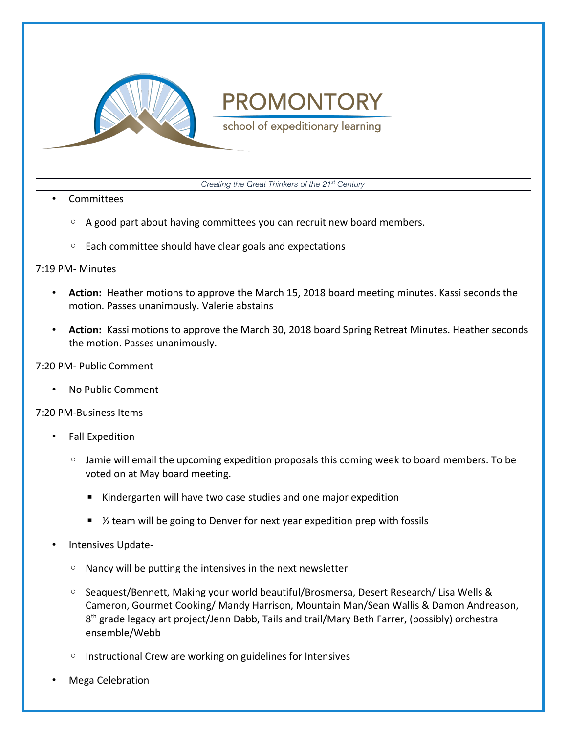- Committees
  - A good part about having committees you can recruit new board members.
  - Each committee should have clear goals and expectations

7:19 PM- Minutes

- **Action:** Heather motions to approve the March 15, 2018 board meeting minutes. Kassi seconds the motion. Passes unanimously. Valerie abstains
- **Action:** Kassi motions to approve the March 30, 2018 board Spring Retreat Minutes. Heather seconds the motion. Passes unanimously.

7:20 PM- Public Comment

- No Public Comment

7:20 PM-Business Items

- Fall Expedition
  - Jamie will email the upcoming expedition proposals this coming week to board members. To be voted on at May board meeting.
    - Kindergarten will have two case studies and one major expedition
    - ½ team will be going to Denver for next year expedition prep with fossils
- Intensives Update-
  - Nancy will be putting the intensives in the next newsletter
  - Seaquest/Bennett, Making your world beautiful/Brosmersa, Desert Research/ Lisa Wells & Cameron, Gourmet Cooking/ Mandy Harrison, Mountain Man/Sean Wallis & Damon Andreason, 8th grade legacy art project/Jenn Dabb, Tails and trail/Mary Beth Farrer, (possibly) orchestra ensemble/Webb
  - Instructional Crew are working on guidelines for Intensives
- Mega Celebration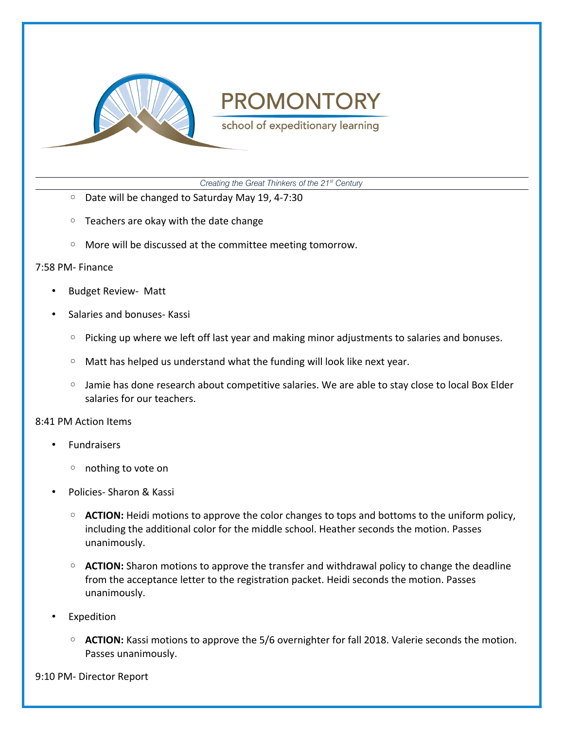- Date will be changed to Saturday May 19, 4-7:30
- Teachers are okay with the date change
- More will be discussed at the committee meeting tomorrow.

7:58 PM- Finance

- Budget Review- Matt
- Salaries and bonuses- Kassi
  - Picking up where we left off last year and making minor adjustments to salaries and bonuses.
  - Matt has helped us understand what the funding will look like next year.
  - Jamie has done research about competitive salaries. We are able to stay close to local Box Elder salaries for our teachers.

8:41 PM Action Items

- Fundraisers
  - nothing to vote on
- Policies- Sharon & Kassi
  - **ACTION:** Heidi motions to approve the color changes to tops and bottoms to the uniform policy, including the additional color for the middle school. Heather seconds the motion. Passes unanimously.
  - **ACTION:** Sharon motions to approve the transfer and withdrawal policy to change the deadline from the acceptance letter to the registration packet. Heidi seconds the motion. Passes unanimously.
- Expedition
  - **ACTION:** Kassi motions to approve the 5/6 overnighter for fall 2018. Valerie seconds the motion. Passes unanimously.

9:10 PM- Director Report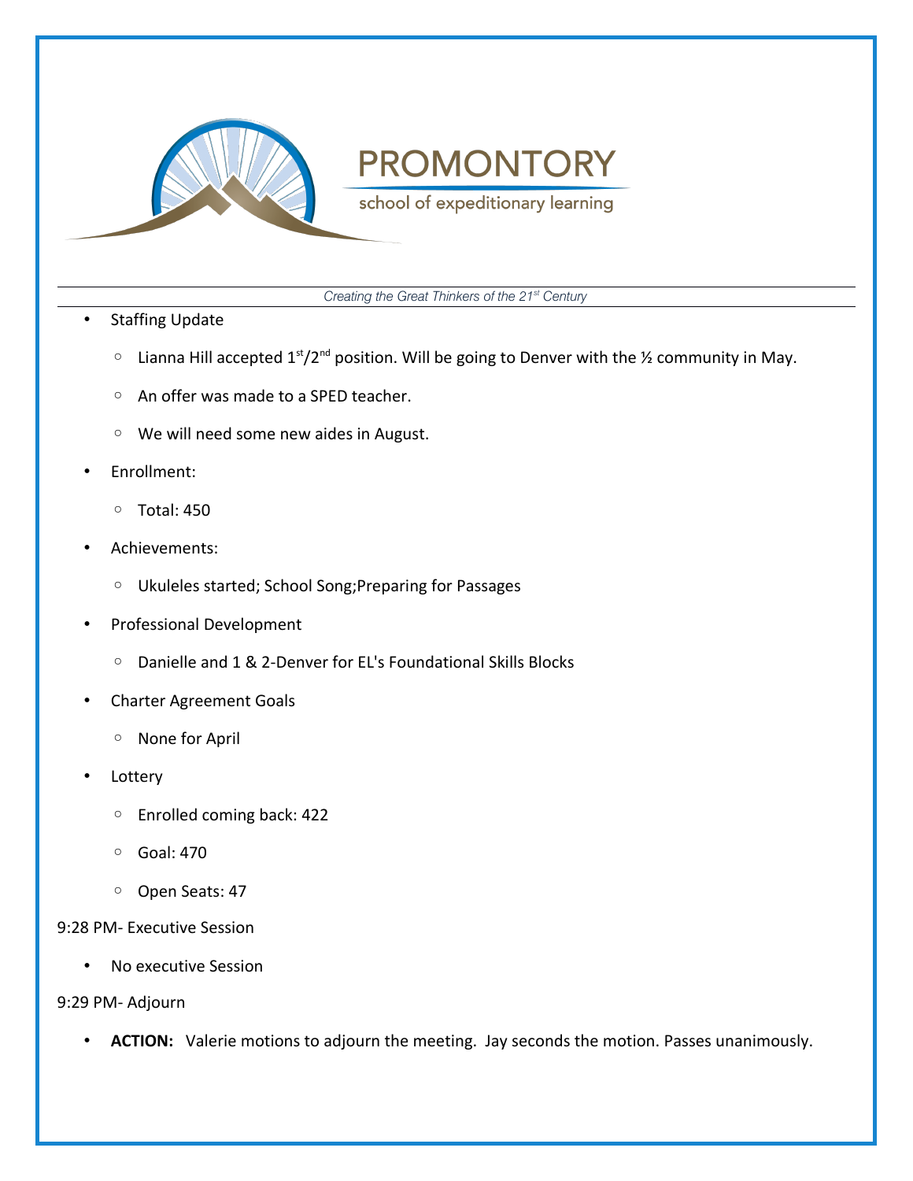- Staffing Update
  - Lianna Hill accepted 1st/2nd position. Will be going to Denver with the ½ community in May.
  - An offer was made to a SPED teacher.
  - We will need some new aides in August.
- Enrollment:
  - Total: 450
- Achievements:
  - Ukuleles started; School Song;Preparing for Passages
- Professional Development
  - Danielle and 1 & 2-Denver for EL's Foundational Skills Blocks
- Charter Agreement Goals
  - None for April
- Lottery
  - Enrolled coming back: 422
  - Goal: 470
  - Open Seats: 47

9:28 PM- Executive Session

- No executive Session

9:29 PM- Adjourn

- **ACTION:** Valerie motions to adjourn the meeting. Jay seconds the motion. Passes unanimously.